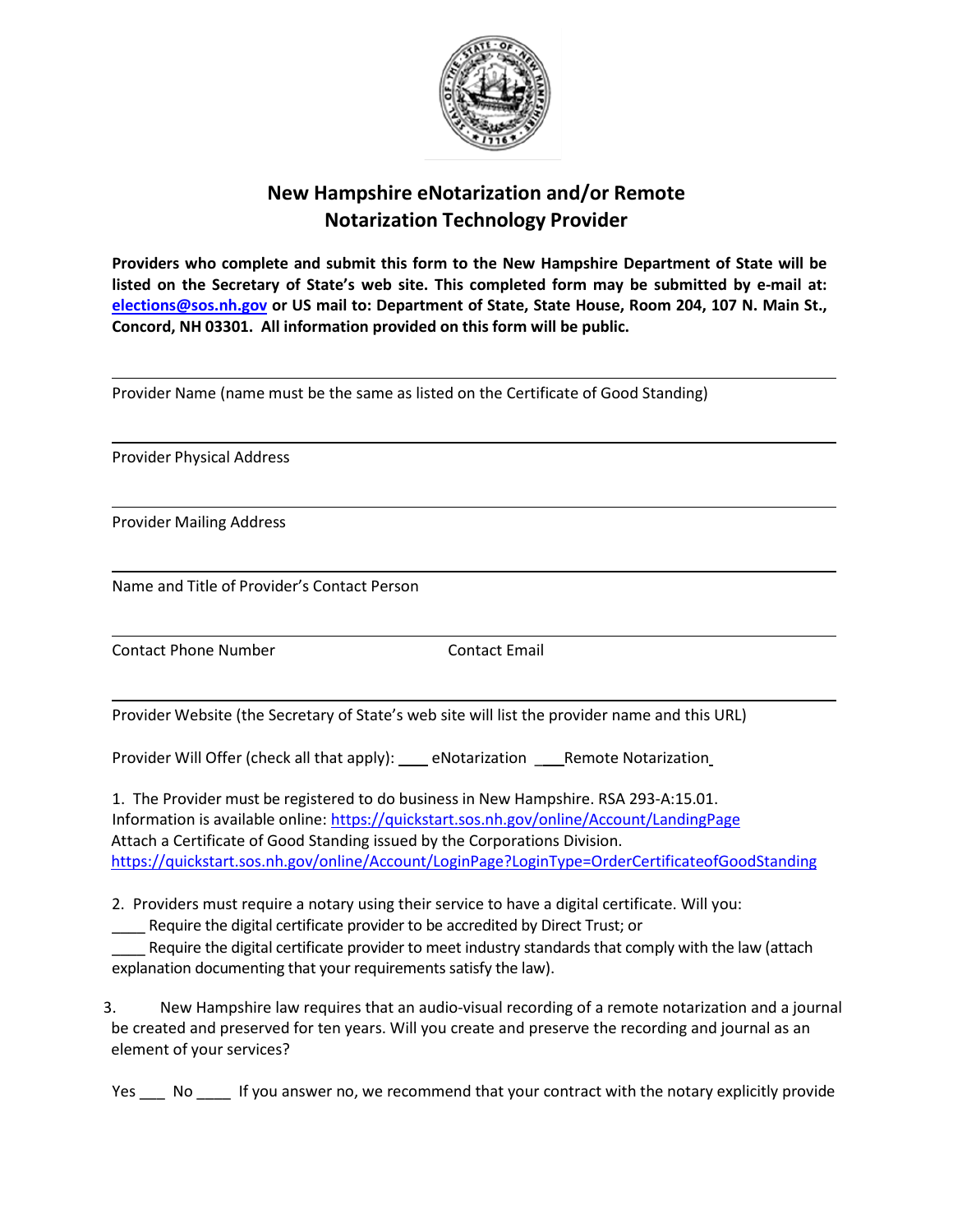# New Hampshire eNotarization and/or Remote Notarization Technology Provider

**Providers who complete and submit this form to the New Hampshire Department of State will be listed on the Secretary of State's web site. This completed form may be submitted by e-mail at: [elections@sos.nh.gov](mailto:elections@sos.nh.gov) or US mail to: Department of State, State House, Room 204, 107 N. Main St., Concord, NH 03301. All information provided on this form will be public.**

---

Provider Name (name must be the same as listed on the Certificate of Good Standing)

---

Provider Physical Address

---

Provider Mailing Address

---

Name and Title of Provider's Contact Person

---

Contact Phone Number &nbsp;&nbsp;&nbsp;&nbsp;&nbsp;&nbsp;&nbsp;&nbsp;&nbsp;&nbsp;&nbsp;&nbsp;&nbsp;&nbsp;&nbsp;&nbsp;&nbsp;&nbsp;&nbsp;&nbsp; Contact Email

---

Provider Website (the Secretary of State's web site will list the provider name and this URL)

Provider Will Offer (check all that apply): ____ eNotarization ____Remote Notarization

1. The Provider must be registered to do business in New Hampshire. RSA 293-A:15.01. Information is available online: https://quickstart.sos.nh.gov/online/Account/LandingPage
Attach a Certificate of Good Standing issued by the Corporations Division.
https://quickstart.sos.nh.gov/online/Account/LoginPage?LoginType=OrderCertificateofGoodStanding

2. Providers must require a notary using their service to have a digital certificate. Will you:
____ Require the digital certificate provider to be accredited by Direct Trust; or
____ Require the digital certificate provider to meet industry standards that comply with the law (attach explanation documenting that your requirements satisfy the law).

3. New Hampshire law requires that an audio-visual recording of a remote notarization and a journal be created and preserved for ten years. Will you create and preserve the recording and journal as an element of your services?

Yes ___ No ____ If you answer no, we recommend that your contract with the notary explicitly provide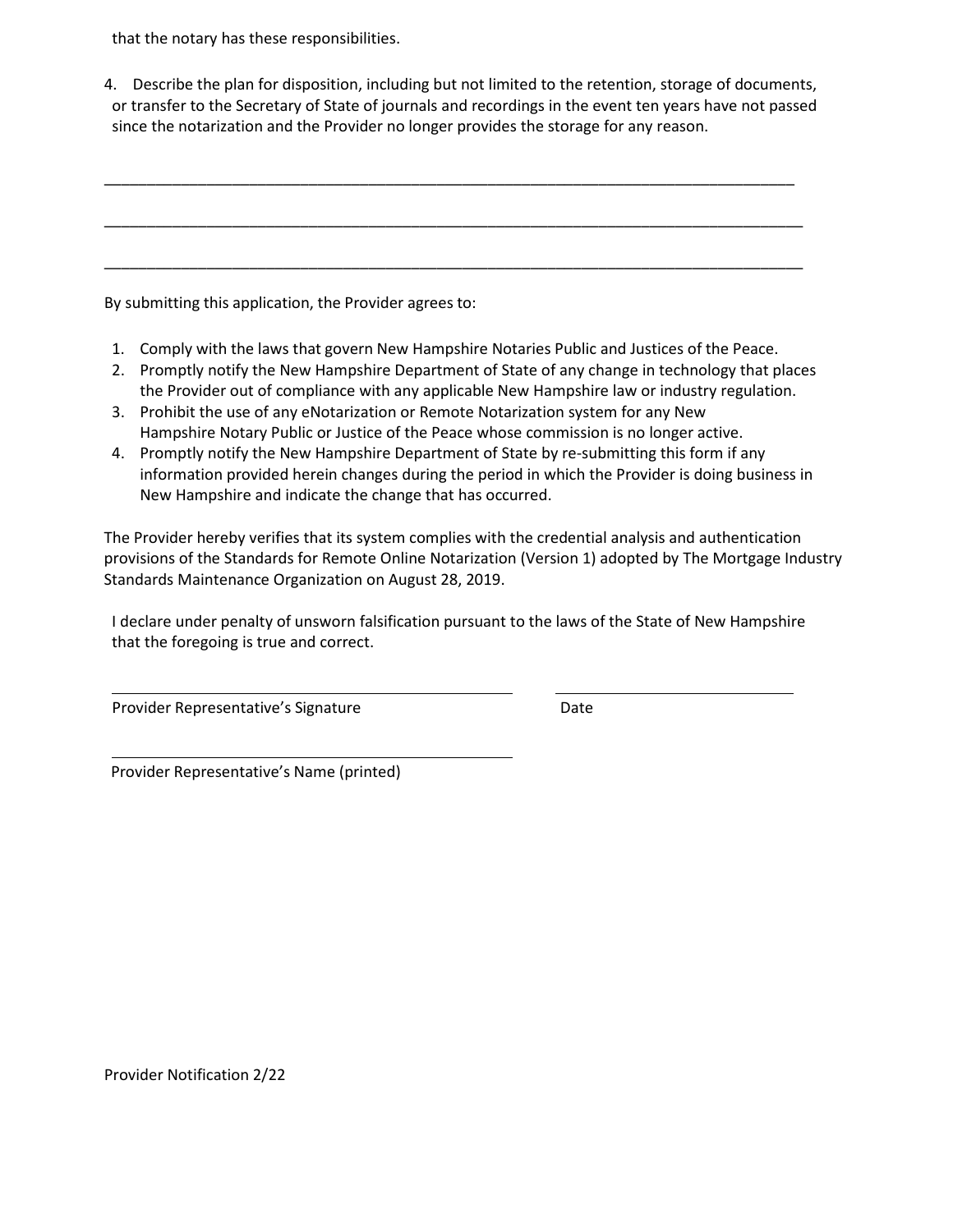that the notary has these responsibilities.

4. Describe the plan for disposition, including but not limited to the retention, storage of documents, or transfer to the Secretary of State of journals and recordings in the event ten years have not passed since the notarization and the Provider no longer provides the storage for any reason.

\_\_\_\_\_\_\_\_\_\_\_\_\_\_\_\_\_\_\_\_\_\_\_\_\_\_\_\_\_\_\_\_\_\_\_\_\_\_\_\_\_\_\_\_\_\_\_\_\_\_\_\_\_\_\_\_\_\_\_\_\_\_\_\_\_\_\_\_\_\_\_\_\_\_\_\_\_\_\_\_\_\_\_\_

\_\_\_\_\_\_\_\_\_\_\_\_\_\_\_\_\_\_\_\_\_\_\_\_\_\_\_\_\_\_\_\_\_\_\_\_\_\_\_\_\_\_\_\_\_\_\_\_\_\_\_\_\_\_\_\_\_\_\_\_\_\_\_\_\_\_\_\_\_\_\_\_\_\_\_\_\_\_\_\_\_\_\_\_

\_\_\_\_\_\_\_\_\_\_\_\_\_\_\_\_\_\_\_\_\_\_\_\_\_\_\_\_\_\_\_\_\_\_\_\_\_\_\_\_\_\_\_\_\_\_\_\_\_\_\_\_\_\_\_\_\_\_\_\_\_\_\_\_\_\_\_\_\_\_\_\_\_\_\_\_\_\_\_\_\_\_\_\_

By submitting this application, the Provider agrees to:

1. Comply with the laws that govern New Hampshire Notaries Public and Justices of the Peace.
2. Promptly notify the New Hampshire Department of State of any change in technology that places the Provider out of compliance with any applicable New Hampshire law or industry regulation.
3. Prohibit the use of any eNotarization or Remote Notarization system for any New Hampshire Notary Public or Justice of the Peace whose commission is no longer active.
4. Promptly notify the New Hampshire Department of State by re-submitting this form if any information provided herein changes during the period in which the Provider is doing business in New Hampshire and indicate the change that has occurred.

The Provider hereby verifies that its system complies with the credential analysis and authentication provisions of the Standards for Remote Online Notarization (Version 1) adopted by The Mortgage Industry Standards Maintenance Organization on August 28, 2019.

I declare under penalty of unsworn falsification pursuant to the laws of the State of New Hampshire that the foregoing is true and correct.

\_\_\_\_\_\_\_\_\_\_\_\_\_\_\_\_\_\_\_\_\_\_\_\_\_\_\_\_\_\_\_\_\_\_\_\_\_\_\_\_\_ \_\_\_\_\_\_\_\_\_\_\_\_\_\_\_\_\_\_\_\_\_\_\_\_\_

Provider Representative's Signature Date

\_\_\_\_\_\_\_\_\_\_\_\_\_\_\_\_\_\_\_\_\_\_\_\_\_\_\_\_\_\_\_\_\_\_\_\_\_\_\_\_\_

Provider Representative's Name (printed)

Provider Notification 2/22